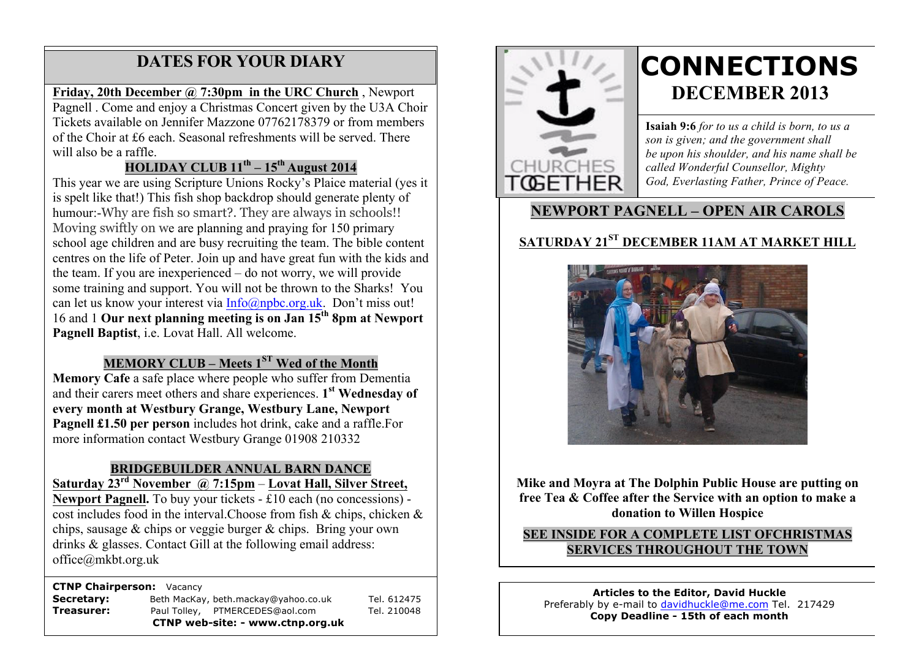## DATES FOR YOUR DIARY

**Friday, 20th December @ 7:30pm in the URC Church** , Newport Pagnell . Come and enjoy a Christmas Concert given by the U3A Choir Tickets available on Jennifer Mazzone 07762178379 or from members of the Choir at £6 each. Seasonal refreshments will be served. There will also be a raffle.

### HOLIDAY CLUB 11th – 15th August 2014

This year we are using Scripture Unions Rocky's Plaice material (yes it is spelt like that!) This fish shop backdrop should generate plenty of humour:-Why are fish so smart?. They are always in schools!! Moving swiftly on we are planning and praying for 150 primary school age children and are busy recruiting the team. The bible content centres on the life of Peter. Join up and have great fun with the kids and the team. If you are inexperienced – do not worry, we will provide some training and support. You will not be thrown to the Sharks! You can let us know your interest via Info@npbc.org.uk. Don't miss out! 16 and 1 **Our next planning meeting is on Jan 15th 8pm at Newport Pagnell Baptist**, i.e. Lovat Hall. All welcome.

### MEMORY CLUB – Meets 1ST Wed of the Month

**Memory Cafe** a safe place where people who suffer from Dementia and their carers meet others and share experiences. **1st Wednesday of every month at Westbury Grange, Westbury Lane, Newport Pagnell £1.50 per person** includes hot drink, cake and a raffle.For more information contact Westbury Grange 01908 210332

### BRIDGEBUILDER ANNUAL BARN DANCE

**Saturday 23rd November @ 7:15pm** – **Lovat Hall, Silver Street, Newport Pagnell.** To buy your tickets - £10 each (no concessions) - cost includes food in the interval.Choose from fish & chips, chicken & chips, sausage & chips or veggie burger & chips. Bring your own drinks & glasses. Contact Gill at the following email address: office@mkbt.org.uk

| | | |
|---|---|---|
| **CTNP Chairperson:** | Vacancy | |
| **Secretary:** | Beth MacKay, beth.mackay@yahoo.co.uk | Tel. 612475 |
| **Treasurer:** | Paul Tolley, PTMERCEDES@aol.com | Tel. 210048 |

**CTNP web-site: - www.ctnp.org.uk**

# CONNECTIONS
## DECEMBER 2013

**Isaiah 9:6** *for to us a child is born, to us a son is given; and the government shall be upon his shoulder, and his name shall be called Wonderful Counsellor, Mighty God, Everlasting Father, Prince of Peace.*

## NEWPORT PAGNELL – OPEN AIR CAROLS

### SATURDAY 21ST DECEMBER 11AM AT MARKET HILL

**Mike and Moyra at The Dolphin Public House are putting on free Tea & Coffee after the Service with an option to make a donation to Willen Hospice**

**SEE INSIDE FOR A COMPLETE LIST OFCHRISTMAS SERVICES THROUGHOUT THE TOWN**

**Articles to the Editor, David Huckle**
Preferably by e-mail to davidhuckle@me.com Tel. 217429
**Copy Deadline - 15th of each month**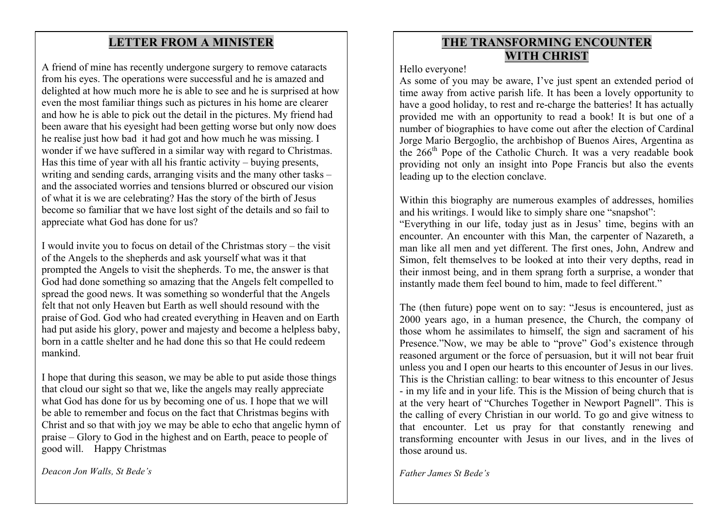## LETTER FROM A MINISTER

A friend of mine has recently undergone surgery to remove cataracts from his eyes. The operations were successful and he is amazed and delighted at how much more he is able to see and he is surprised at how even the most familiar things such as pictures in his home are clearer and how he is able to pick out the detail in the pictures. My friend had been aware that his eyesight had been getting worse but only now does he realise just how bad it had got and how much he was missing. I wonder if we have suffered in a similar way with regard to Christmas. Has this time of year with all his frantic activity – buying presents, writing and sending cards, arranging visits and the many other tasks – and the associated worries and tensions blurred or obscured our vision of what it is we are celebrating? Has the story of the birth of Jesus become so familiar that we have lost sight of the details and so fail to appreciate what God has done for us?

I would invite you to focus on detail of the Christmas story – the visit of the Angels to the shepherds and ask yourself what was it that prompted the Angels to visit the shepherds. To me, the answer is that God had done something so amazing that the Angels felt compelled to spread the good news. It was something so wonderful that the Angels felt that not only Heaven but Earth as well should resound with the praise of God. God who had created everything in Heaven and on Earth had put aside his glory, power and majesty and become a helpless baby, born in a cattle shelter and he had done this so that He could redeem mankind.

I hope that during this season, we may be able to put aside those things that cloud our sight so that we, like the angels may really appreciate what God has done for us by becoming one of us. I hope that we will be able to remember and focus on the fact that Christmas begins with Christ and so that with joy we may be able to echo that angelic hymn of praise – Glory to God in the highest and on Earth, peace to people of good will. Happy Christmas

*Deacon Jon Walls, St Bede's*

## THE TRANSFORMING ENCOUNTER WITH CHRIST

Hello everyone!

As some of you may be aware, I've just spent an extended period of time away from active parish life. It has been a lovely opportunity to have a good holiday, to rest and re-charge the batteries! It has actually provided me with an opportunity to read a book! It is but one of a number of biographies to have come out after the election of Cardinal Jorge Mario Bergoglio, the archbishop of Buenos Aires, Argentina as the 266th Pope of the Catholic Church. It was a very readable book providing not only an insight into Pope Francis but also the events leading up to the election conclave.

Within this biography are numerous examples of addresses, homilies and his writings. I would like to simply share one "snapshot":

"Everything in our life, today just as in Jesus' time, begins with an encounter. An encounter with this Man, the carpenter of Nazareth, a man like all men and yet different. The first ones, John, Andrew and Simon, felt themselves to be looked at into their very depths, read in their inmost being, and in them sprang forth a surprise, a wonder that instantly made them feel bound to him, made to feel different."

The (then future) pope went on to say: "Jesus is encountered, just as 2000 years ago, in a human presence, the Church, the company of those whom he assimilates to himself, the sign and sacrament of his Presence."Now, we may be able to "prove" God's existence through reasoned argument or the force of persuasion, but it will not bear fruit unless you and I open our hearts to this encounter of Jesus in our lives. This is the Christian calling: to bear witness to this encounter of Jesus - in my life and in your life. This is the Mission of being church that is at the very heart of "Churches Together in Newport Pagnell". This is the calling of every Christian in our world. To go and give witness to that encounter. Let us pray for that constantly renewing and transforming encounter with Jesus in our lives, and in the lives of those around us.

*Father James St Bede's*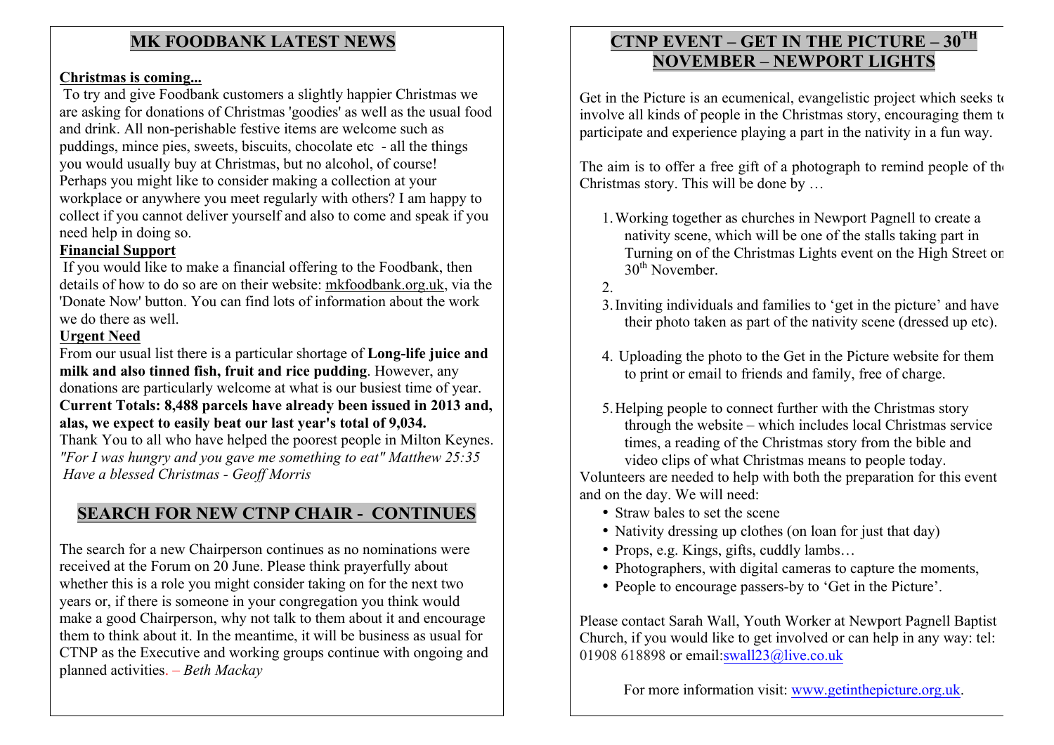## MK FOODBANK LATEST NEWS

**Christmas is coming...**

To try and give Foodbank customers a slightly happier Christmas we are asking for donations of Christmas 'goodies' as well as the usual food and drink. All non-perishable festive items are welcome such as puddings, mince pies, sweets, biscuits, chocolate etc - all the things you would usually buy at Christmas, but no alcohol, of course! Perhaps you might like to consider making a collection at your workplace or anywhere you meet regularly with others? I am happy to collect if you cannot deliver yourself and also to come and speak if you need help in doing so.

**Financial Support**

If you would like to make a financial offering to the Foodbank, then details of how to do so are on their website: mkfoodbank.org.uk, via the 'Donate Now' button. You can find lots of information about the work we do there as well.

**Urgent Need**

From our usual list there is a particular shortage of **Long-life juice and milk and also tinned fish, fruit and rice pudding**. However, any donations are particularly welcome at what is our busiest time of year. **Current Totals: 8,488 parcels have already been issued in 2013 and, alas, we expect to easily beat our last year's total of 9,034.**

Thank You to all who have helped the poorest people in Milton Keynes.

*"For I was hungry and you gave me something to eat" Matthew 25:35*

*Have a blessed Christmas - Geoff Morris*

## SEARCH FOR NEW CTNP CHAIR - CONTINUES

The search for a new Chairperson continues as no nominations were received at the Forum on 20 June. Please think prayerfully about whether this is a role you might consider taking on for the next two years or, if there is someone in your congregation you think would make a good Chairperson, why not talk to them about it and encourage them to think about it. In the meantime, it will be business as usual for CTNP as the Executive and working groups continue with ongoing and planned activities. – *Beth Mackay*

## CTNP EVENT – GET IN THE PICTURE – 30TH NOVEMBER – NEWPORT LIGHTS

Get in the Picture is an ecumenical, evangelistic project which seeks to involve all kinds of people in the Christmas story, encouraging them to participate and experience playing a part in the nativity in a fun way.

The aim is to offer a free gift of a photograph to remind people of the Christmas story. This will be done by …

1. Working together as churches in Newport Pagnell to create a nativity scene, which will be one of the stalls taking part in Turning on of the Christmas Lights event on the High Street on 30th November.
2.
3. Inviting individuals and families to 'get in the picture' and have their photo taken as part of the nativity scene (dressed up etc).
4. Uploading the photo to the Get in the Picture website for them to print or email to friends and family, free of charge.
5. Helping people to connect further with the Christmas story through the website – which includes local Christmas service times, a reading of the Christmas story from the bible and video clips of what Christmas means to people today.

Volunteers are needed to help with both the preparation for this event and on the day. We will need:

- Straw bales to set the scene
- Nativity dressing up clothes (on loan for just that day)
- Props, e.g. Kings, gifts, cuddly lambs…
- Photographers, with digital cameras to capture the moments,
- People to encourage passers-by to 'Get in the Picture'.

Please contact Sarah Wall, Youth Worker at Newport Pagnell Baptist Church, if you would like to get involved or can help in any way: tel: 01908 618898 or email:swall23@live.co.uk

For more information visit: www.getinthepicture.org.uk.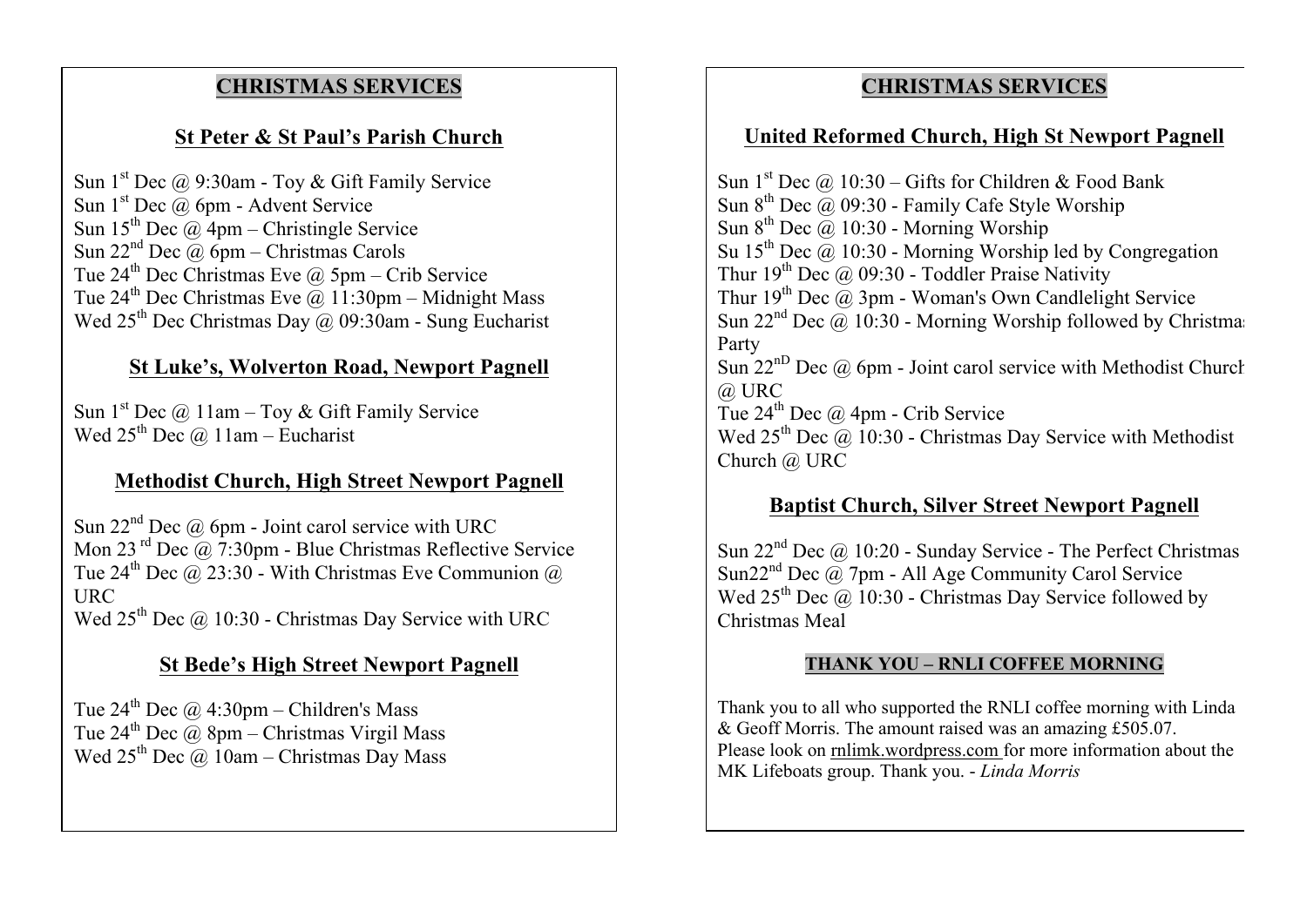## CHRISTMAS SERVICES

### St Peter & St Paul's Parish Church

Sun 1st Dec @ 9:30am - Toy & Gift Family Service
Sun 1st Dec @ 6pm - Advent Service
Sun 15th Dec @ 4pm – Christingle Service
Sun 22nd Dec @ 6pm – Christmas Carols
Tue 24th Dec Christmas Eve @ 5pm – Crib Service
Tue 24th Dec Christmas Eve @ 11:30pm – Midnight Mass
Wed 25th Dec Christmas Day @ 09:30am - Sung Eucharist

### St Luke's, Wolverton Road, Newport Pagnell

Sun 1st Dec @ 11am – Toy & Gift Family Service
Wed 25th Dec @ 11am – Eucharist

### Methodist Church, High Street Newport Pagnell

Sun 22nd Dec @ 6pm - Joint carol service with URC
Mon 23 rd Dec @ 7:30pm - Blue Christmas Reflective Service
Tue 24th Dec @ 23:30 - With Christmas Eve Communion @ URC
Wed 25th Dec @ 10:30 - Christmas Day Service with URC

### St Bede's High Street Newport Pagnell

Tue 24th Dec @ 4:30pm – Children's Mass
Tue 24th Dec @ 8pm – Christmas Virgil Mass
Wed 25th Dec @ 10am – Christmas Day Mass

## CHRISTMAS SERVICES

### United Reformed Church, High St Newport Pagnell

Sun 1st Dec @ 10:30 – Gifts for Children & Food Bank
Sun 8th Dec @ 09:30 - Family Cafe Style Worship
Sun 8th Dec @ 10:30 - Morning Worship
Su 15th Dec @ 10:30 - Morning Worship led by Congregation
Thur 19th Dec @ 09:30 - Toddler Praise Nativity
Thur 19th Dec @ 3pm - Woman's Own Candlelight Service
Sun 22nd Dec @ 10:30 - Morning Worship followed by Christmas Party
Sun 22nD Dec @ 6pm - Joint carol service with Methodist Church @ URC
Tue 24th Dec @ 4pm - Crib Service
Wed 25th Dec @ 10:30 - Christmas Day Service with Methodist Church @ URC

### Baptist Church, Silver Street Newport Pagnell

Sun 22nd Dec @ 10:20 - Sunday Service - The Perfect Christmas
Sun22nd Dec @ 7pm - All Age Community Carol Service
Wed 25th Dec @ 10:30 - Christmas Day Service followed by Christmas Meal

#### THANK YOU – RNLI COFFEE MORNING

Thank you to all who supported the RNLI coffee morning with Linda & Geoff Morris. The amount raised was an amazing £505.07. Please look on rnlimk.wordpress.com for more information about the MK Lifeboats group. Thank you. - *Linda Morris*